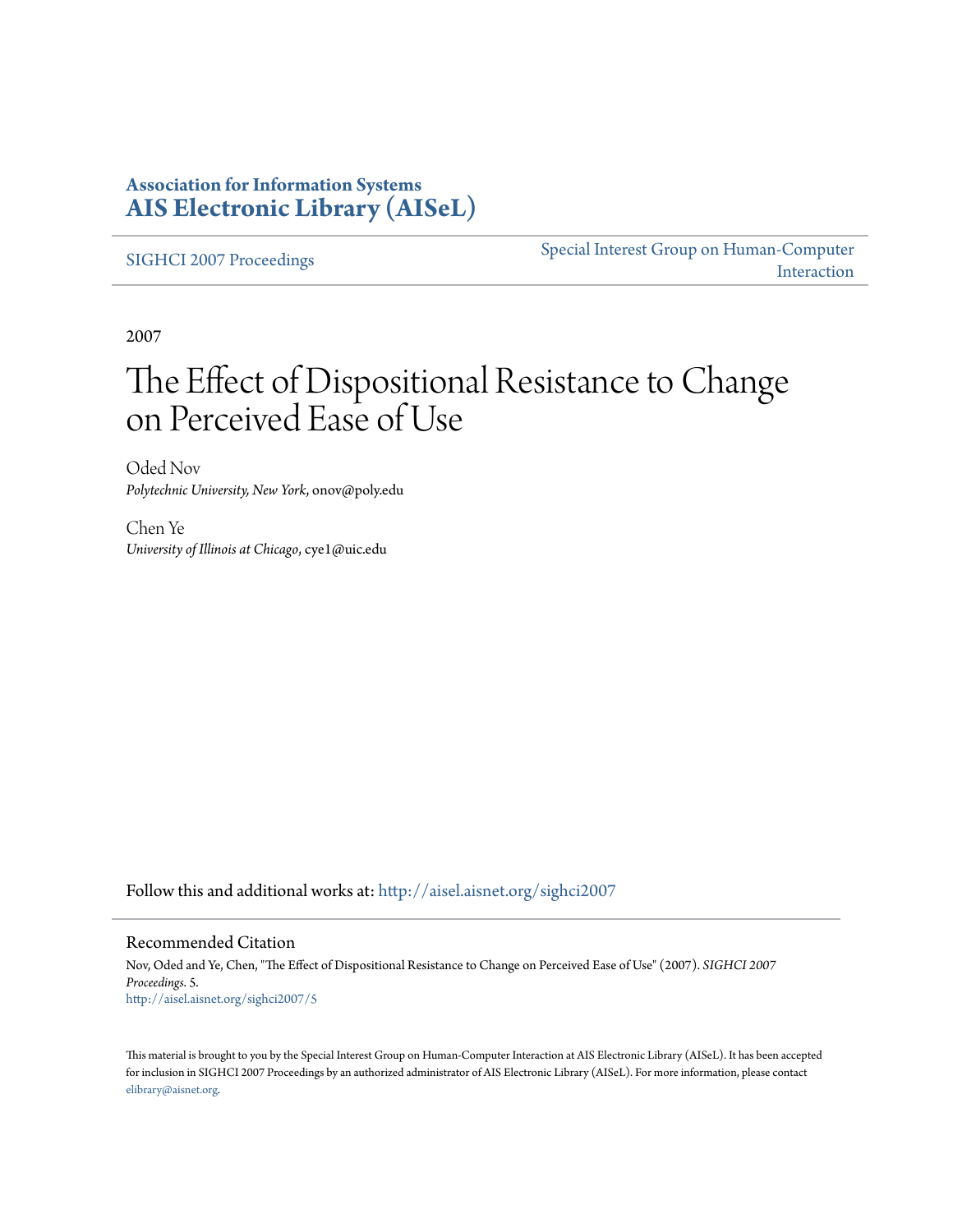**Association for Information Systems**
**AIS Electronic Library (AISeL)**

SIGHCI 2007 Proceedings

Special Interest Group on Human-Computer Interaction

2007

# The Effect of Dispositional Resistance to Change on Perceived Ease of Use

Oded Nov
*Polytechnic University, New York*, onov@poly.edu

Chen Ye
*University of Illinois at Chicago*, cye1@uic.edu

Follow this and additional works at: http://aisel.aisnet.org/sighci2007

## Recommended Citation

Nov, Oded and Ye, Chen, "The Effect of Dispositional Resistance to Change on Perceived Ease of Use" (2007). *SIGHCI 2007 Proceedings*. 5.
http://aisel.aisnet.org/sighci2007/5

This material is brought to you by the Special Interest Group on Human-Computer Interaction at AIS Electronic Library (AISeL). It has been accepted for inclusion in SIGHCI 2007 Proceedings by an authorized administrator of AIS Electronic Library (AISeL). For more information, please contact elibrary@aisnet.org.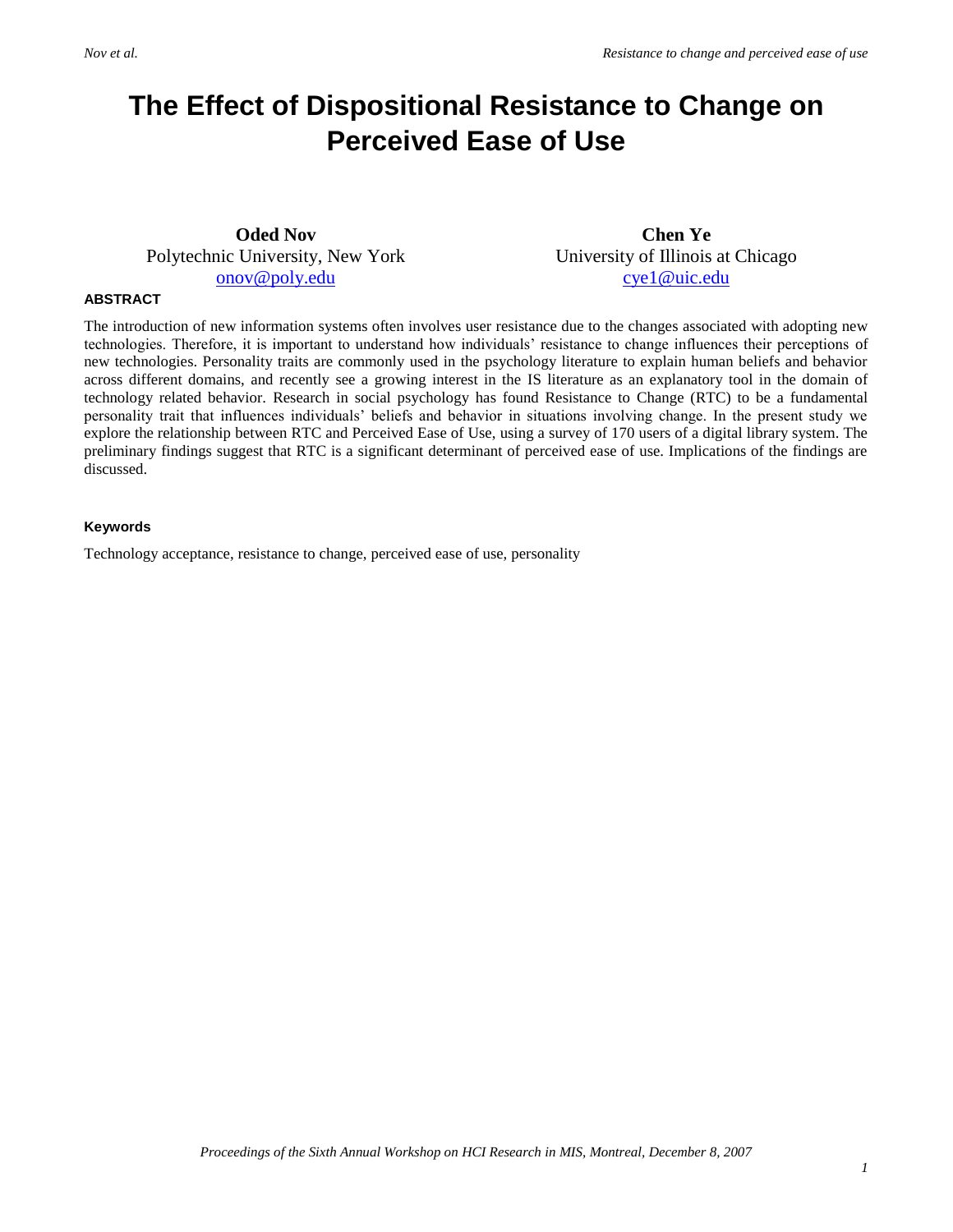# The Effect of Dispositional Resistance to Change on Perceived Ease of Use

**Oded Nov**
Polytechnic University, New York
onov@poly.edu

**Chen Ye**
University of Illinois at Chicago
cye1@uic.edu

### ABSTRACT

The introduction of new information systems often involves user resistance due to the changes associated with adopting new technologies. Therefore, it is important to understand how individuals' resistance to change influences their perceptions of new technologies. Personality traits are commonly used in the psychology literature to explain human beliefs and behavior across different domains, and recently see a growing interest in the IS literature as an explanatory tool in the domain of technology related behavior. Research in social psychology has found Resistance to Change (RTC) to be a fundamental personality trait that influences individuals' beliefs and behavior in situations involving change. In the present study we explore the relationship between RTC and Perceived Ease of Use, using a survey of 170 users of a digital library system. The preliminary findings suggest that RTC is a significant determinant of perceived ease of use. Implications of the findings are discussed.

### Keywords

Technology acceptance, resistance to change, perceived ease of use, personality